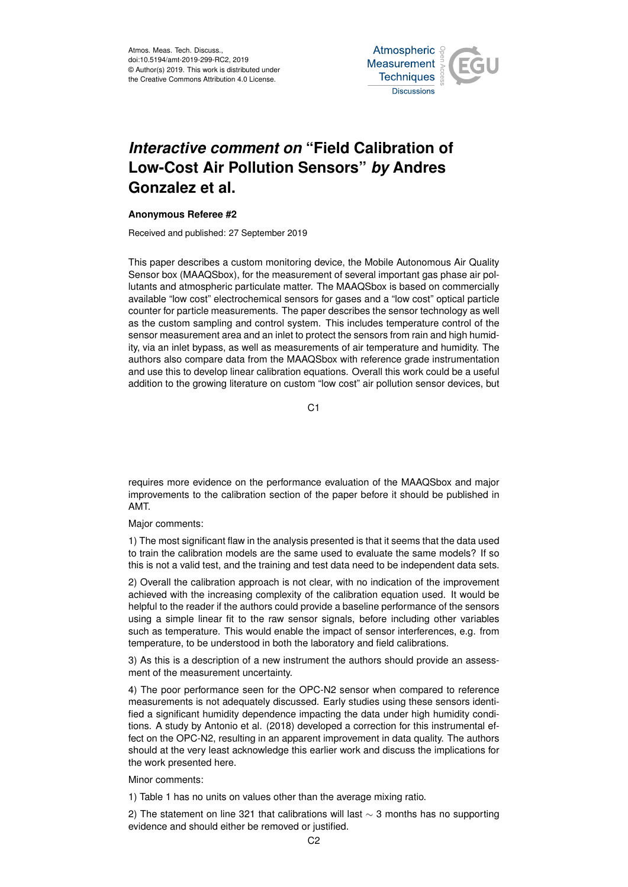# *Interactive comment on* "Field Calibration of Low-Cost Air Pollution Sensors" *by* Andres Gonzalez et al.

**Anonymous Referee #2**

Received and published: 27 September 2019

This paper describes a custom monitoring device, the Mobile Autonomous Air Quality Sensor box (MAAQSbox), for the measurement of several important gas phase air pollutants and atmospheric particulate matter. The MAAQSbox is based on commercially available "low cost" electrochemical sensors for gases and a "low cost" optical particle counter for particle measurements. The paper describes the sensor technology as well as the custom sampling and control system. This includes temperature control of the sensor measurement area and an inlet to protect the sensors from rain and high humidity, via an inlet bypass, as well as measurements of air temperature and humidity. The authors also compare data from the MAAQSbox with reference grade instrumentation and use this to develop linear calibration equations. Overall this work could be a useful addition to the growing literature on custom "low cost" air pollution sensor devices, but requires more evidence on the performance evaluation of the MAAQSbox and major improvements to the calibration section of the paper before it should be published in AMT.

Major comments:

1) The most significant flaw in the analysis presented is that it seems that the data used to train the calibration models are the same used to evaluate the same models? If so this is not a valid test, and the training and test data need to be independent data sets.

2) Overall the calibration approach is not clear, with no indication of the improvement achieved with the increasing complexity of the calibration equation used. It would be helpful to the reader if the authors could provide a baseline performance of the sensors using a simple linear fit to the raw sensor signals, before including other variables such as temperature. This would enable the impact of sensor interferences, e.g. from temperature, to be understood in both the laboratory and field calibrations.

3) As this is a description of a new instrument the authors should provide an assessment of the measurement uncertainty.

4) The poor performance seen for the OPC-N2 sensor when compared to reference measurements is not adequately discussed. Early studies using these sensors identified a significant humidity dependence impacting the data under high humidity conditions. A study by Antonio et al. (2018) developed a correction for this instrumental effect on the OPC-N2, resulting in an apparent improvement in data quality. The authors should at the very least acknowledge this earlier work and discuss the implications for the work presented here.

Minor comments:

1) Table 1 has no units on values other than the average mixing ratio.

2) The statement on line 321 that calibrations will last $\sim$ 3 months has no supporting evidence and should either be removed or justified.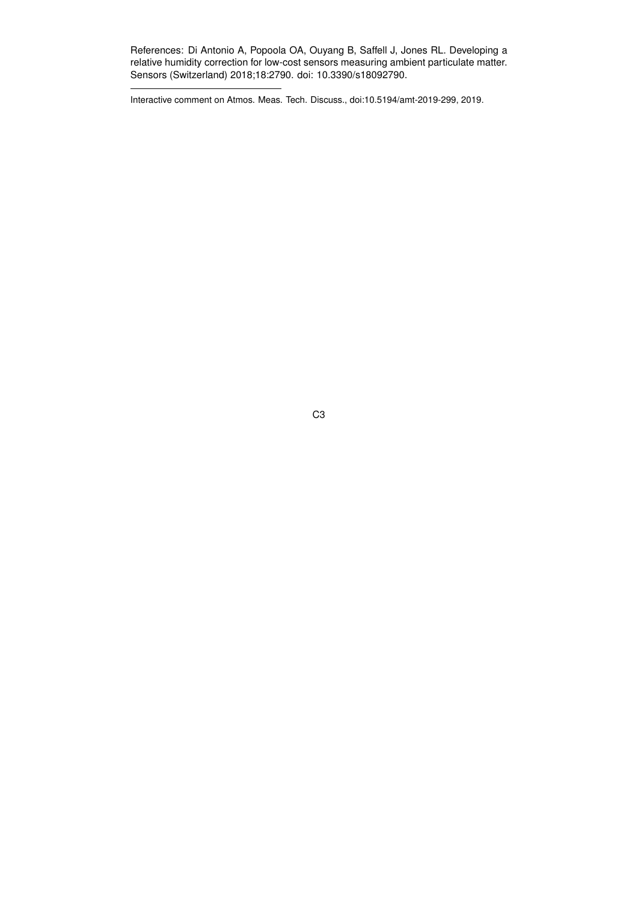References: Di Antonio A, Popoola OA, Ouyang B, Saffell J, Jones RL. Developing a relative humidity correction for low-cost sensors measuring ambient particulate matter. Sensors (Switzerland) 2018;18:2790. doi: 10.3390/s18092790.

---

Interactive comment on Atmos. Meas. Tech. Discuss., doi:10.5194/amt-2019-299, 2019.